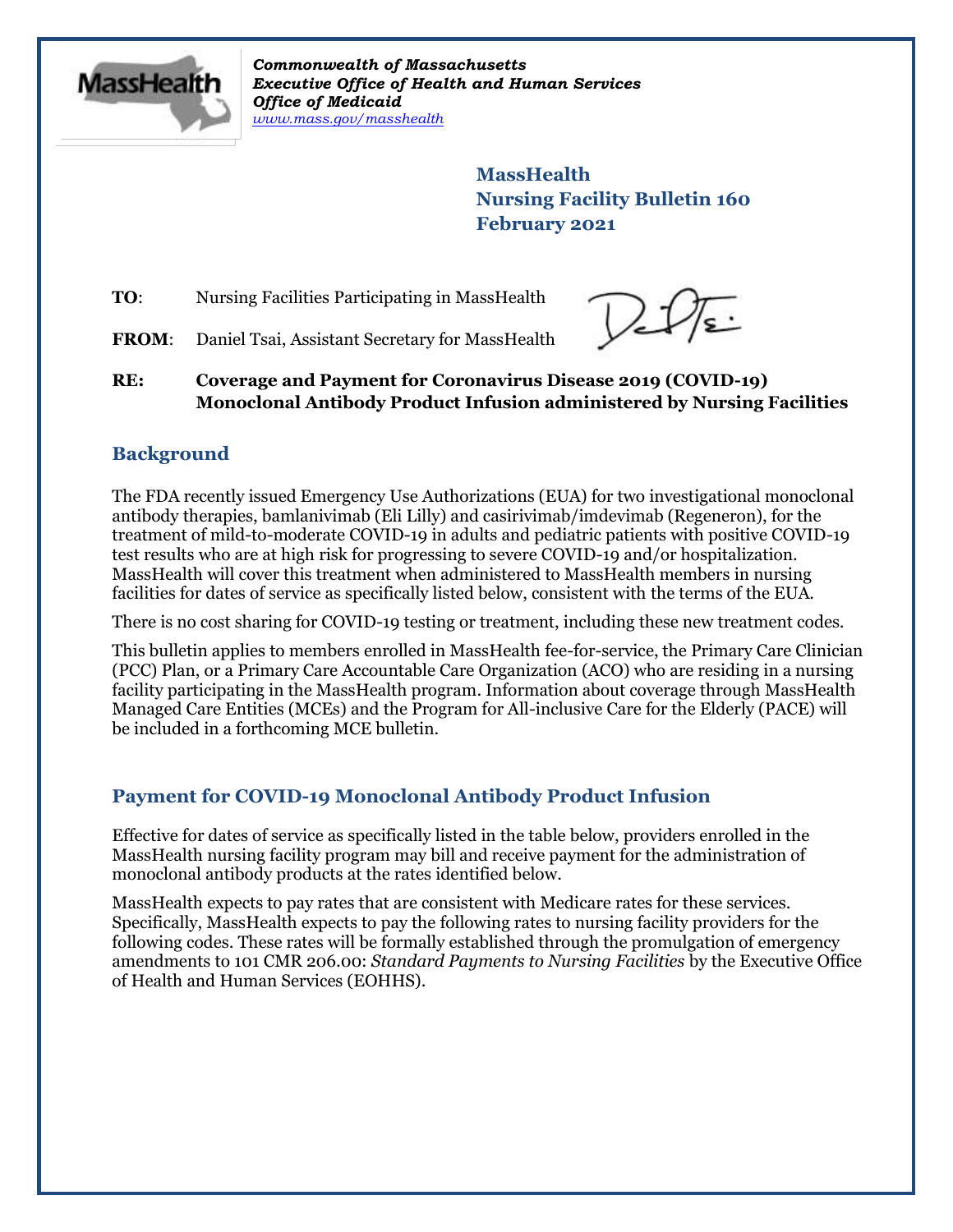*Commonwealth of Massachusetts*
***Executive Office of Health and Human Services***
***Office of Medicaid***
*www.mass.gov/masshealth*

**MassHealth**
**Nursing Facility Bulletin 160**
**February 2021**

**TO**: Nursing Facilities Participating in MassHealth

**FROM**: Daniel Tsai, Assistant Secretary for MassHealth

**RE: Coverage and Payment for Coronavirus Disease 2019 (COVID-19) Monoclonal Antibody Product Infusion administered by Nursing Facilities**

## Background

The FDA recently issued Emergency Use Authorizations (EUA) for two investigational monoclonal antibody therapies, bamlanivimab (Eli Lilly) and casirivimab/imdevimab (Regeneron), for the treatment of mild-to-moderate COVID-19 in adults and pediatric patients with positive COVID-19 test results who are at high risk for progressing to severe COVID-19 and/or hospitalization. MassHealth will cover this treatment when administered to MassHealth members in nursing facilities for dates of service as specifically listed below, consistent with the terms of the EUA.

There is no cost sharing for COVID-19 testing or treatment, including these new treatment codes.

This bulletin applies to members enrolled in MassHealth fee-for-service, the Primary Care Clinician (PCC) Plan, or a Primary Care Accountable Care Organization (ACO) who are residing in a nursing facility participating in the MassHealth program. Information about coverage through MassHealth Managed Care Entities (MCEs) and the Program for All-inclusive Care for the Elderly (PACE) will be included in a forthcoming MCE bulletin.

## Payment for COVID-19 Monoclonal Antibody Product Infusion

Effective for dates of service as specifically listed in the table below, providers enrolled in the MassHealth nursing facility program may bill and receive payment for the administration of monoclonal antibody products at the rates identified below.

MassHealth expects to pay rates that are consistent with Medicare rates for these services. Specifically, MassHealth expects to pay the following rates to nursing facility providers for the following codes. These rates will be formally established through the promulgation of emergency amendments to 101 CMR 206.00: *Standard Payments to Nursing Facilities* by the Executive Office of Health and Human Services (EOHHS).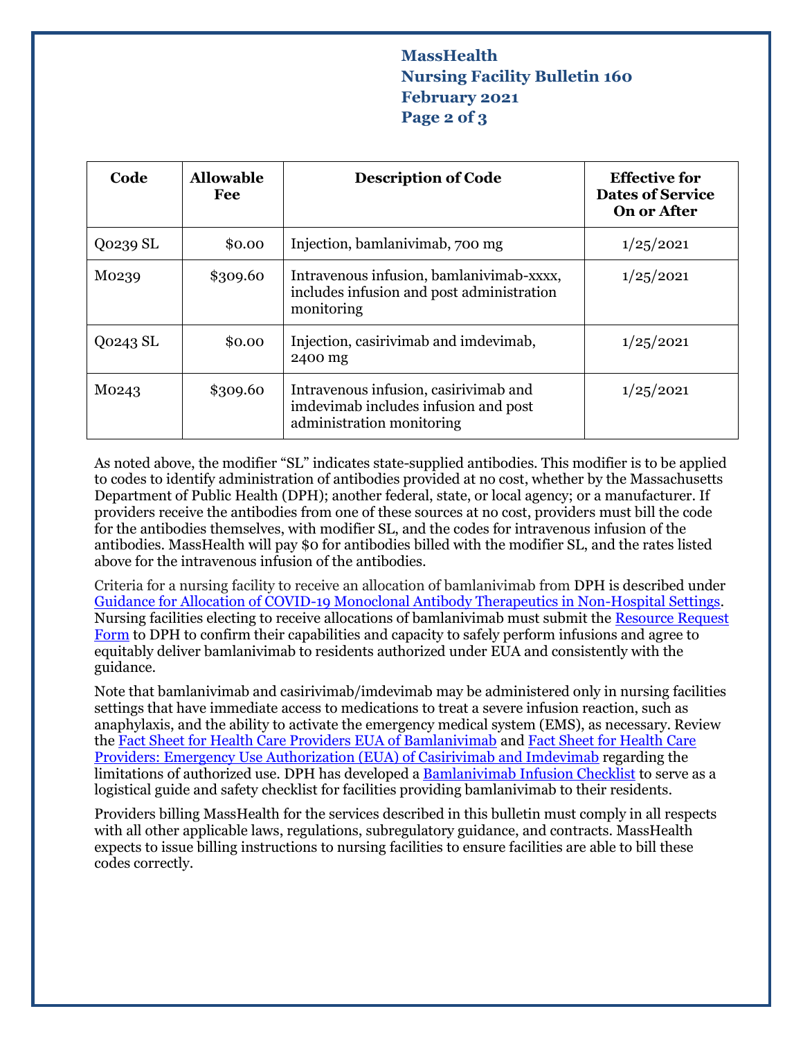| Code | Allowable Fee | Description of Code | Effective for Dates of Service On or After |
| --- | --- | --- | --- |
| Q0239 SL | $0.00 | Injection, bamlanivimab, 700 mg | 1/25/2021 |
| M0239 | $309.60 | Intravenous infusion, bamlanivimab-xxxx, includes infusion and post administration monitoring | 1/25/2021 |
| Q0243 SL | $0.00 | Injection, casirivimab and imdevimab, 2400 mg | 1/25/2021 |
| M0243 | $309.60 | Intravenous infusion, casirivimab and imdevimab includes infusion and post administration monitoring | 1/25/2021 |

As noted above, the modifier "SL" indicates state-supplied antibodies. This modifier is to be applied to codes to identify administration of antibodies provided at no cost, whether by the Massachusetts Department of Public Health (DPH); another federal, state, or local agency; or a manufacturer. If providers receive the antibodies from one of these sources at no cost, providers must bill the code for the antibodies themselves, with modifier SL, and the codes for intravenous infusion of the antibodies. MassHealth will pay $0 for antibodies billed with the modifier SL, and the rates listed above for the intravenous infusion of the antibodies.

Criteria for a nursing facility to receive an allocation of bamlanivimab from DPH is described under Guidance for Allocation of COVID-19 Monoclonal Antibody Therapeutics in Non-Hospital Settings. Nursing facilities electing to receive allocations of bamlanivimab must submit the Resource Request Form to DPH to confirm their capabilities and capacity to safely perform infusions and agree to equitably deliver bamlanivimab to residents authorized under EUA and consistently with the guidance.

Note that bamlanivimab and casirivimab/imdevimab may be administered only in nursing facilities settings that have immediate access to medications to treat a severe infusion reaction, such as anaphylaxis, and the ability to activate the emergency medical system (EMS), as necessary. Review the Fact Sheet for Health Care Providers EUA of Bamlanivimab and Fact Sheet for Health Care Providers: Emergency Use Authorization (EUA) of Casirivimab and Imdevimab regarding the limitations of authorized use. DPH has developed a Bamlanivimab Infusion Checklist to serve as a logistical guide and safety checklist for facilities providing bamlanivimab to their residents.

Providers billing MassHealth for the services described in this bulletin must comply in all respects with all other applicable laws, regulations, subregulatory guidance, and contracts. MassHealth expects to issue billing instructions to nursing facilities to ensure facilities are able to bill these codes correctly.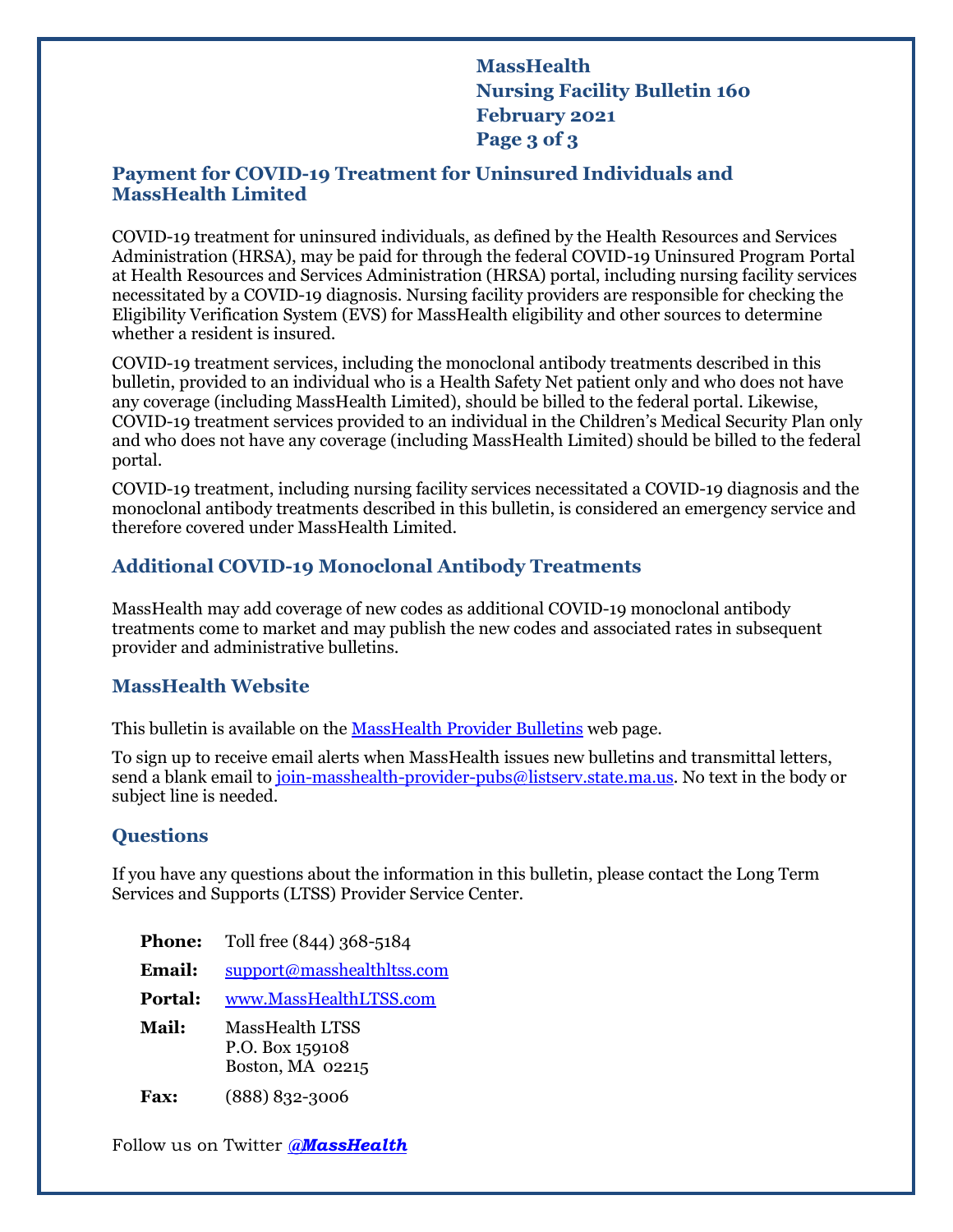## Payment for COVID-19 Treatment for Uninsured Individuals and MassHealth Limited

COVID-19 treatment for uninsured individuals, as defined by the Health Resources and Services Administration (HRSA), may be paid for through the federal COVID-19 Uninsured Program Portal at Health Resources and Services Administration (HRSA) portal, including nursing facility services necessitated by a COVID-19 diagnosis. Nursing facility providers are responsible for checking the Eligibility Verification System (EVS) for MassHealth eligibility and other sources to determine whether a resident is insured.

COVID-19 treatment services, including the monoclonal antibody treatments described in this bulletin, provided to an individual who is a Health Safety Net patient only and who does not have any coverage (including MassHealth Limited), should be billed to the federal portal. Likewise, COVID-19 treatment services provided to an individual in the Children's Medical Security Plan only and who does not have any coverage (including MassHealth Limited) should be billed to the federal portal.

COVID-19 treatment, including nursing facility services necessitated a COVID-19 diagnosis and the monoclonal antibody treatments described in this bulletin, is considered an emergency service and therefore covered under MassHealth Limited.

## Additional COVID-19 Monoclonal Antibody Treatments

MassHealth may add coverage of new codes as additional COVID-19 monoclonal antibody treatments come to market and may publish the new codes and associated rates in subsequent provider and administrative bulletins.

## MassHealth Website

This bulletin is available on the [MassHealth Provider Bulletins](#) web page.

To sign up to receive email alerts when MassHealth issues new bulletins and transmittal letters, send a blank email to join-masshealth-provider-pubs@listserv.state.ma.us. No text in the body or subject line is needed.

## Questions

If you have any questions about the information in this bulletin, please contact the Long Term Services and Supports (LTSS) Provider Service Center.

| | |
|---|---|
| **Phone:** | Toll free (844) 368-5184 |
| **Email:** | support@masshealthltss.com |
| **Portal:** | www.MassHealthLTSS.com |
| **Mail:** | MassHealth LTSS<br>P.O. Box 159108<br>Boston, MA 02215 |
| **Fax:** | (888) 832-3006 |

Follow us on Twitter ***@MassHealth***